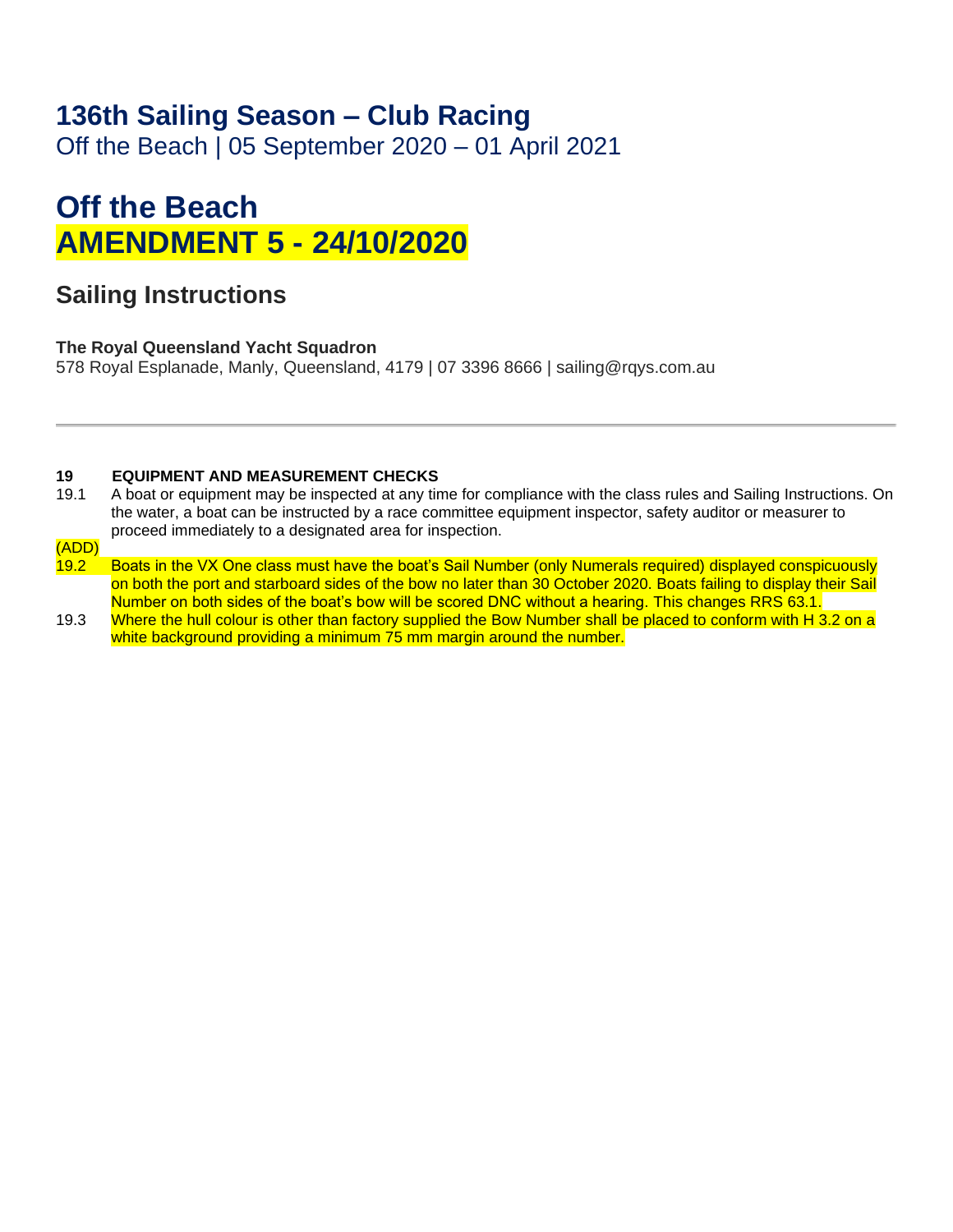# 136th Sailing Season – Club Racing

Off the Beach | 05 September 2020 – 01 April 2021

# Off the Beach
# AMENDMENT 5 - 24/10/2020

## Sailing Instructions

**The Royal Queensland Yacht Squadron**

578 Royal Esplanade, Manly, Queensland, 4179 | 07 3396 8666 | sailing@rqys.com.au

---

**19 EQUIPMENT AND MEASUREMENT CHECKS**

19.1 A boat or equipment may be inspected at any time for compliance with the class rules and Sailing Instructions. On the water, a boat can be instructed by a race committee equipment inspector, safety auditor or measurer to proceed immediately to a designated area for inspection.

(ADD)

19.2 Boats in the VX One class must have the boat's Sail Number (only Numerals required) displayed conspicuously on both the port and starboard sides of the bow no later than 30 October 2020. Boats failing to display their Sail Number on both sides of the boat's bow will be scored DNC without a hearing. This changes RRS 63.1.

19.3 Where the hull colour is other than factory supplied the Bow Number shall be placed to conform with H 3.2 on a white background providing a minimum 75 mm margin around the number.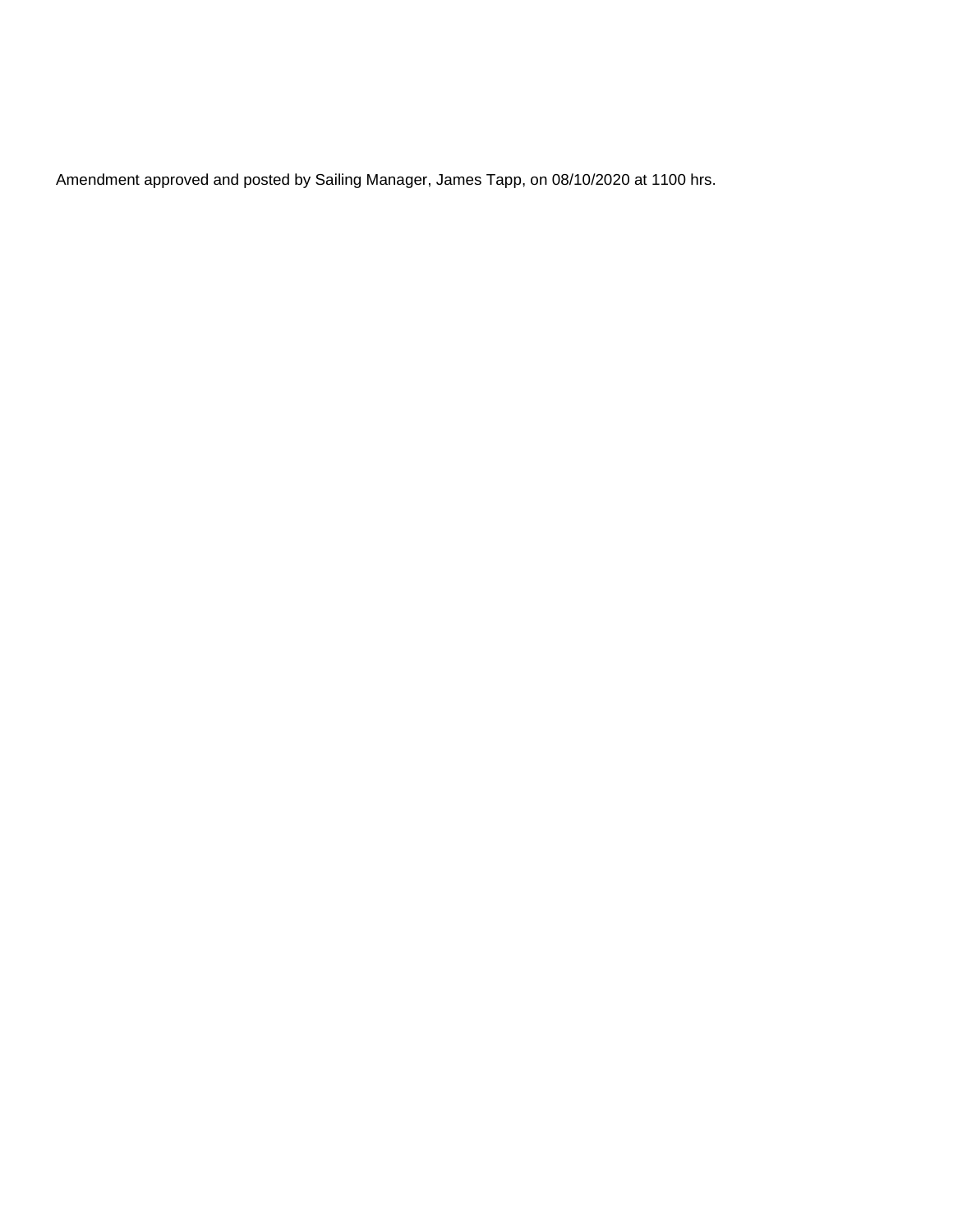Amendment approved and posted by Sailing Manager, James Tapp, on 08/10/2020 at 1100 hrs.